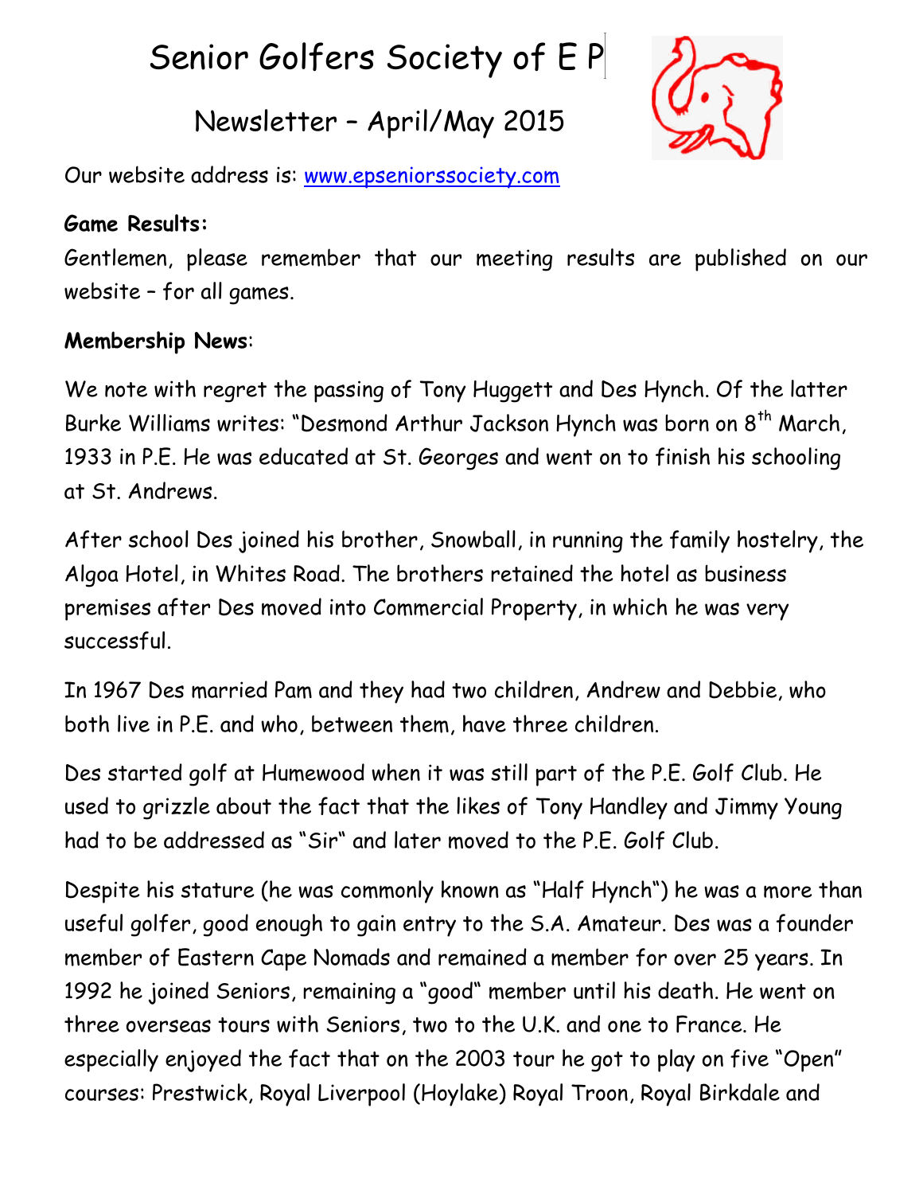# Senior Golfers Society of E P

## Newsletter – April/May 2015

Our website address is: www.epseniorssociety.com

**Game Results:**

Gentlemen, please remember that our meeting results are published on our website – for all games.

**Membership News**:

We note with regret the passing of Tony Huggett and Des Hynch. Of the latter Burke Williams writes: "Desmond Arthur Jackson Hynch was born on 8th March, 1933 in P.E. He was educated at St. Georges and went on to finish his schooling at St. Andrews.

After school Des joined his brother, Snowball, in running the family hostelry, the Algoa Hotel, in Whites Road. The brothers retained the hotel as business premises after Des moved into Commercial Property, in which he was very successful.

In 1967 Des married Pam and they had two children, Andrew and Debbie, who both live in P.E. and who, between them, have three children.

Des started golf at Humewood when it was still part of the P.E. Golf Club. He used to grizzle about the fact that the likes of Tony Handley and Jimmy Young had to be addressed as "Sir" and later moved to the P.E. Golf Club.

Despite his stature (he was commonly known as "Half Hynch") he was a more than useful golfer, good enough to gain entry to the S.A. Amateur. Des was a founder member of Eastern Cape Nomads and remained a member for over 25 years. In 1992 he joined Seniors, remaining a "good" member until his death. He went on three overseas tours with Seniors, two to the U.K. and one to France. He especially enjoyed the fact that on the 2003 tour he got to play on five "Open" courses: Prestwick, Royal Liverpool (Hoylake) Royal Troon, Royal Birkdale and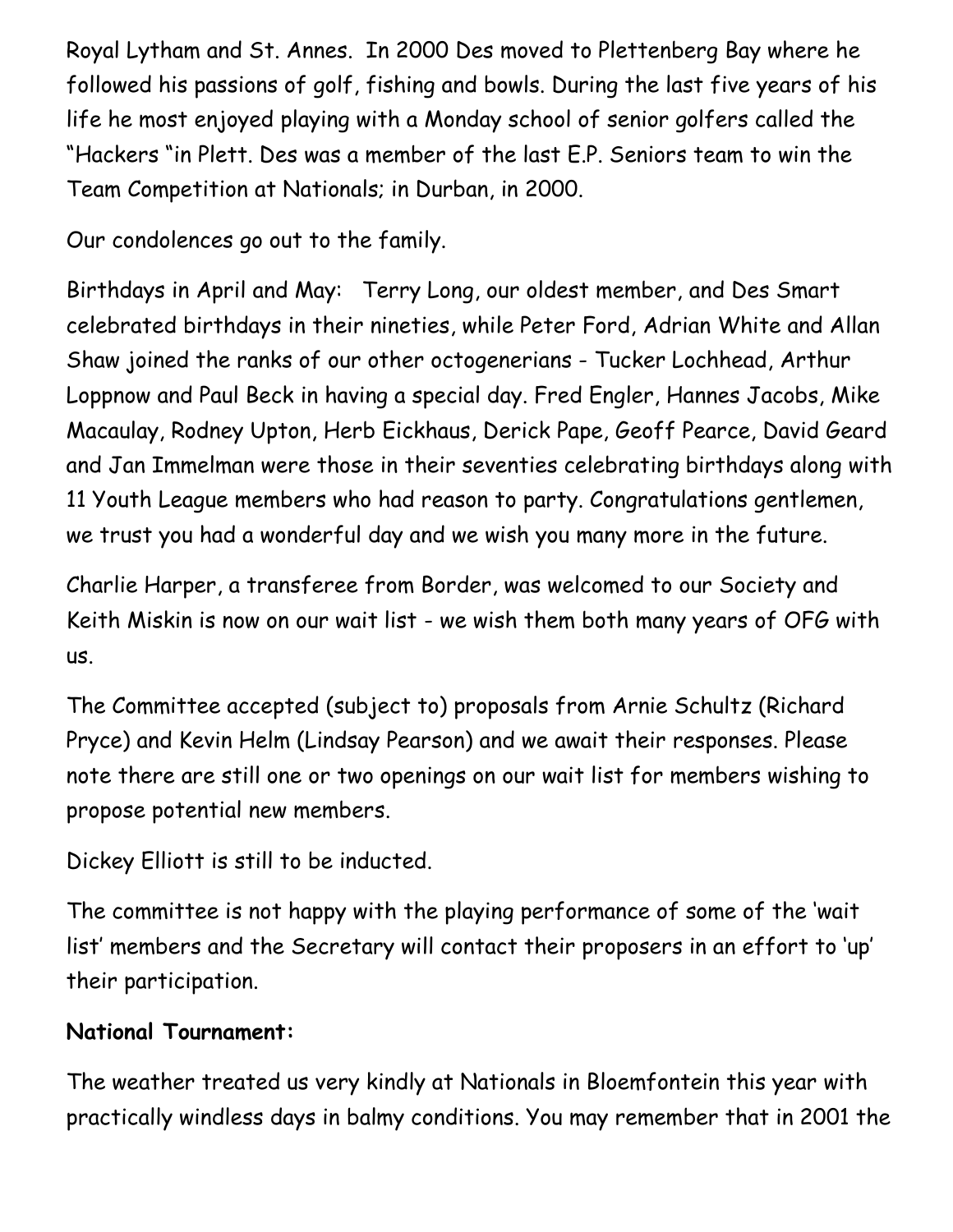Royal Lytham and St. Annes. In 2000 Des moved to Plettenberg Bay where he followed his passions of golf, fishing and bowls. During the last five years of his life he most enjoyed playing with a Monday school of senior golfers called the "Hackers "in Plett. Des was a member of the last E.P. Seniors team to win the Team Competition at Nationals; in Durban, in 2000.

Our condolences go out to the family.

Birthdays in April and May: Terry Long, our oldest member, and Des Smart celebrated birthdays in their nineties, while Peter Ford, Adrian White and Allan Shaw joined the ranks of our other octogenerians - Tucker Lochhead, Arthur Loppnow and Paul Beck in having a special day. Fred Engler, Hannes Jacobs, Mike Macaulay, Rodney Upton, Herb Eickhaus, Derick Pape, Geoff Pearce, David Geard and Jan Immelman were those in their seventies celebrating birthdays along with 11 Youth League members who had reason to party. Congratulations gentlemen, we trust you had a wonderful day and we wish you many more in the future.

Charlie Harper, a transferee from Border, was welcomed to our Society and Keith Miskin is now on our wait list - we wish them both many years of OFG with us.

The Committee accepted (subject to) proposals from Arnie Schultz (Richard Pryce) and Kevin Helm (Lindsay Pearson) and we await their responses. Please note there are still one or two openings on our wait list for members wishing to propose potential new members.

Dickey Elliott is still to be inducted.

The committee is not happy with the playing performance of some of the 'wait list' members and the Secretary will contact their proposers in an effort to 'up' their participation.

**National Tournament:**

The weather treated us very kindly at Nationals in Bloemfontein this year with practically windless days in balmy conditions. You may remember that in 2001 the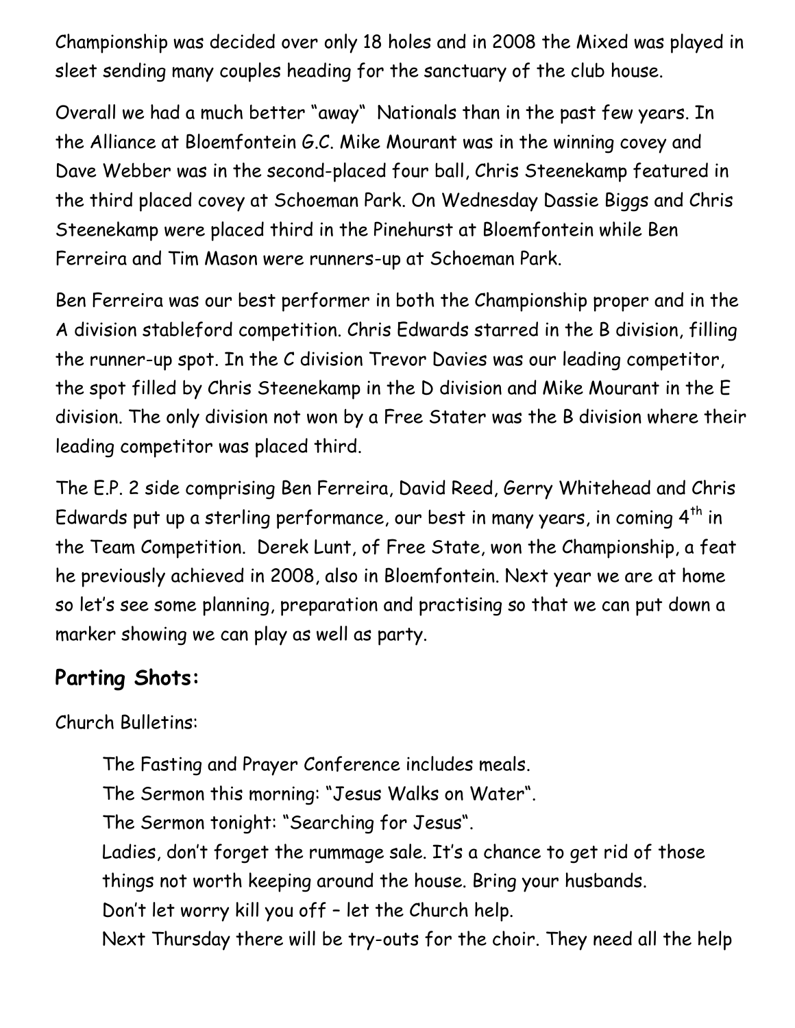Championship was decided over only 18 holes and in 2008 the Mixed was played in sleet sending many couples heading for the sanctuary of the club house.

Overall we had a much better "away" Nationals than in the past few years. In the Alliance at Bloemfontein G.C. Mike Mourant was in the winning covey and Dave Webber was in the second-placed four ball, Chris Steenekamp featured in the third placed covey at Schoeman Park. On Wednesday Dassie Biggs and Chris Steenekamp were placed third in the Pinehurst at Bloemfontein while Ben Ferreira and Tim Mason were runners-up at Schoeman Park.

Ben Ferreira was our best performer in both the Championship proper and in the A division stableford competition. Chris Edwards starred in the B division, filling the runner-up spot. In the C division Trevor Davies was our leading competitor, the spot filled by Chris Steenekamp in the D division and Mike Mourant in the E division. The only division not won by a Free Stater was the B division where their leading competitor was placed third.

The E.P. 2 side comprising Ben Ferreira, David Reed, Gerry Whitehead and Chris Edwards put up a sterling performance, our best in many years, in coming 4th in the Team Competition. Derek Lunt, of Free State, won the Championship, a feat he previously achieved in 2008, also in Bloemfontein. Next year we are at home so let's see some planning, preparation and practising so that we can put down a marker showing we can play as well as party.

## Parting Shots:

Church Bulletins:

> The Fasting and Prayer Conference includes meals.
> The Sermon this morning: "Jesus Walks on Water".
> The Sermon tonight: "Searching for Jesus".
> Ladies, don't forget the rummage sale. It's a chance to get rid of those things not worth keeping around the house. Bring your husbands.
> Don't let worry kill you off – let the Church help.
> Next Thursday there will be try-outs for the choir. They need all the help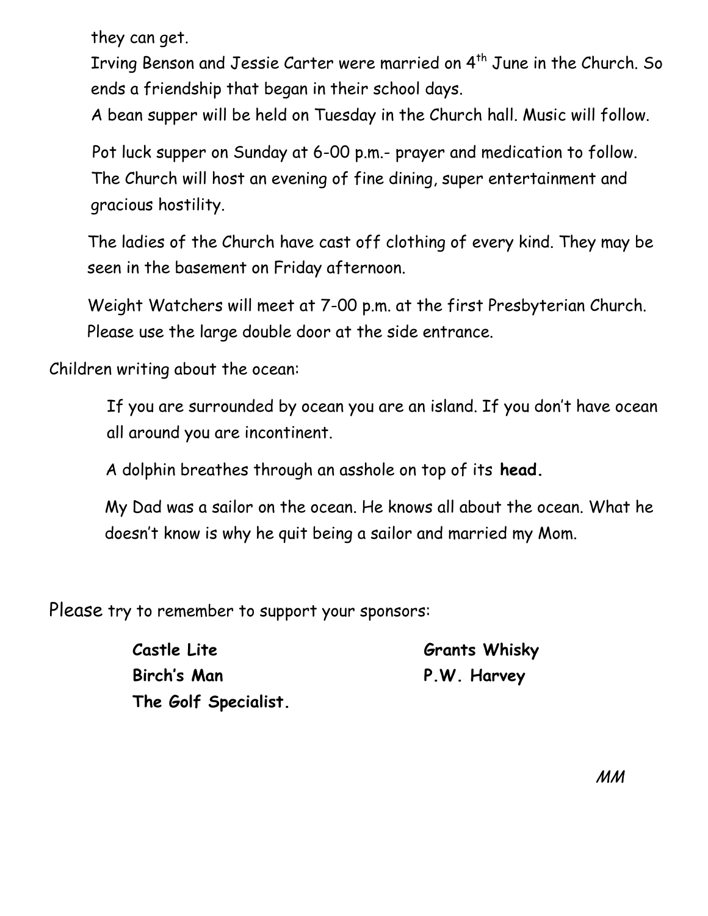they can get.

Irving Benson and Jessie Carter were married on 4th June in the Church. So ends a friendship that began in their school days.

A bean supper will be held on Tuesday in the Church hall. Music will follow.

Pot luck supper on Sunday at 6-00 p.m.- prayer and medication to follow. The Church will host an evening of fine dining, super entertainment and gracious hostility.

The ladies of the Church have cast off clothing of every kind. They may be seen in the basement on Friday afternoon.

Weight Watchers will meet at 7-00 p.m. at the first Presbyterian Church. Please use the large double door at the side entrance.

Children writing about the ocean:

If you are surrounded by ocean you are an island. If you don't have ocean all around you are incontinent.

A dolphin breathes through an asshole on top of its **head.**

My Dad was a sailor on the ocean. He knows all about the ocean. What he doesn't know is why he quit being a sailor and married my Mom.

Please try to remember to support your sponsors:

**Castle Lite**
**Birch's Man**
**The Golf Specialist.**
**Grants Whisky**
**P.W. Harvey**

*MM*